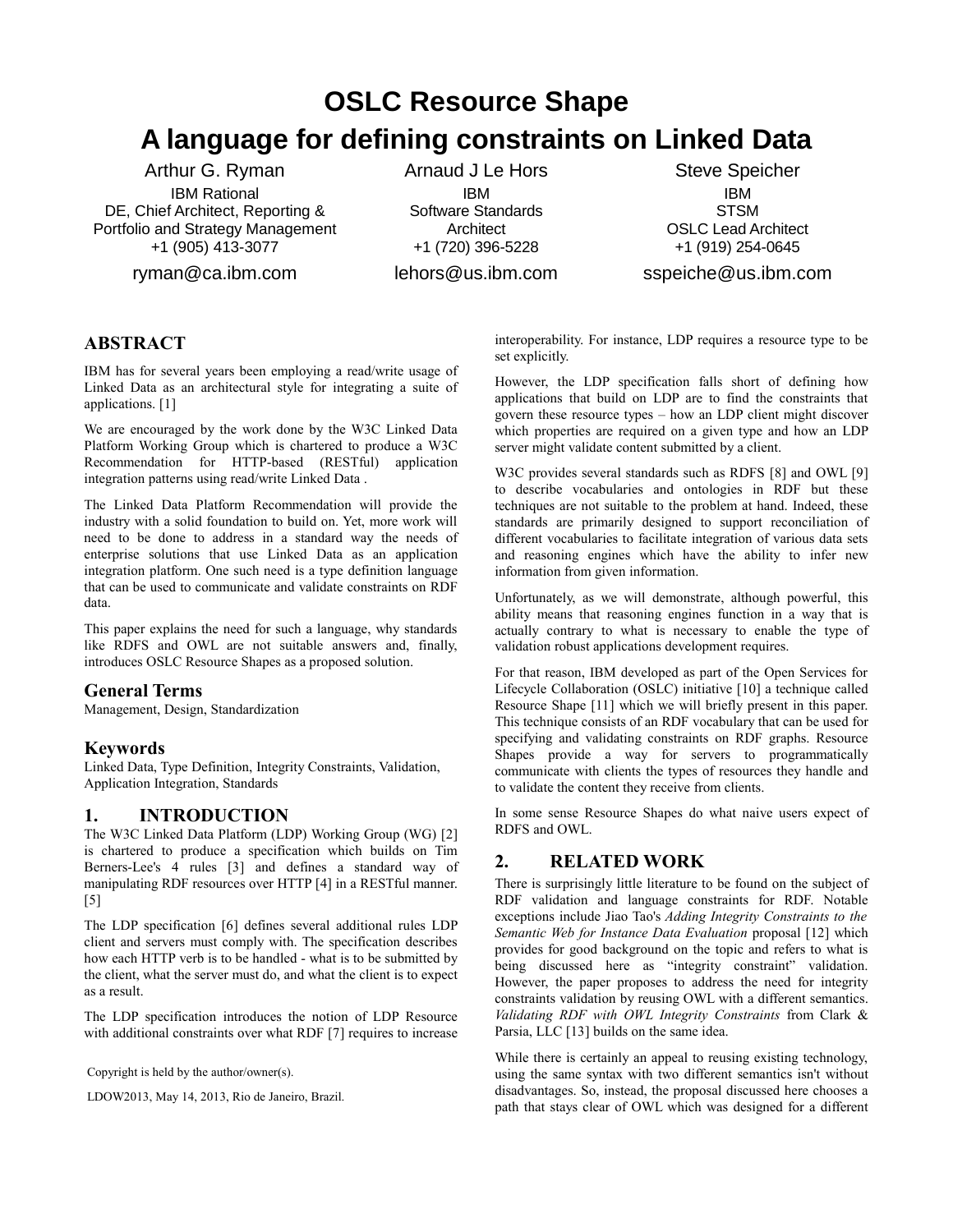# OSLC Resource Shape

# A language for defining constraints on Linked Data

Arthur G. Ryman
IBM Rational
DE, Chief Architect, Reporting & Portfolio and Strategy Management
+1 (905) 413-3077
ryman@ca.ibm.com

Arnaud J Le Hors
IBM
Software Standards Architect
+1 (720) 396-5228
lehors@us.ibm.com

Steve Speicher
IBM
STSM
OSLC Lead Architect
+1 (919) 254-0645
sspeiche@us.ibm.com

## ABSTRACT

IBM has for several years been employing a read/write usage of Linked Data as an architectural style for integrating a suite of applications. [1]

We are encouraged by the work done by the W3C Linked Data Platform Working Group which is chartered to produce a W3C Recommendation for HTTP-based (RESTful) application integration patterns using read/write Linked Data .

The Linked Data Platform Recommendation will provide the industry with a solid foundation to build on. Yet, more work will need to be done to address in a standard way the needs of enterprise solutions that use Linked Data as an application integration platform. One such need is a type definition language that can be used to communicate and validate constraints on RDF data.

This paper explains the need for such a language, why standards like RDFS and OWL are not suitable answers and, finally, introduces OSLC Resource Shapes as a proposed solution.

### General Terms

Management, Design, Standardization

### Keywords

Linked Data, Type Definition, Integrity Constraints, Validation, Application Integration, Standards

## 1. INTRODUCTION

The W3C Linked Data Platform (LDP) Working Group (WG) [2] is chartered to produce a specification which builds on Tim Berners-Lee's 4 rules [3] and defines a standard way of manipulating RDF resources over HTTP [4] in a RESTful manner. [5]

The LDP specification [6] defines several additional rules LDP client and servers must comply with. The specification describes how each HTTP verb is to be handled - what is to be submitted by the client, what the server must do, and what the client is to expect as a result.

The LDP specification introduces the notion of LDP Resource with additional constraints over what RDF [7] requires to increase interoperability. For instance, LDP requires a resource type to be set explicitly.

However, the LDP specification falls short of defining how applications that build on LDP are to find the constraints that govern these resource types – how an LDP client might discover which properties are required on a given type and how an LDP server might validate content submitted by a client.

W3C provides several standards such as RDFS [8] and OWL [9] to describe vocabularies and ontologies in RDF but these techniques are not suitable to the problem at hand. Indeed, these standards are primarily designed to support reconciliation of different vocabularies to facilitate integration of various data sets and reasoning engines which have the ability to infer new information from given information.

Unfortunately, as we will demonstrate, although powerful, this ability means that reasoning engines function in a way that is actually contrary to what is necessary to enable the type of validation robust applications development requires.

For that reason, IBM developed as part of the Open Services for Lifecycle Collaboration (OSLC) initiative [10] a technique called Resource Shape [11] which we will briefly present in this paper. This technique consists of an RDF vocabulary that can be used for specifying and validating constraints on RDF graphs. Resource Shapes provide a way for servers to programmatically communicate with clients the types of resources they handle and to validate the content they receive from clients.

In some sense Resource Shapes do what naive users expect of RDFS and OWL.

## 2. RELATED WORK

There is surprisingly little literature to be found on the subject of RDF validation and language constraints for RDF. Notable exceptions include Jiao Tao's *Adding Integrity Constraints to the Semantic Web for Instance Data Evaluation* proposal [12] which provides for good background on the topic and refers to what is being discussed here as "integrity constraint" validation. However, the paper proposes to address the need for integrity constraints validation by reusing OWL with a different semantics. *Validating RDF with OWL Integrity Constraints* from Clark & Parsia, LLC [13] builds on the same idea.

While there is certainly an appeal to reusing existing technology, using the same syntax with two different semantics isn't without disadvantages. So, instead, the proposal discussed here chooses a path that stays clear of OWL which was designed for a different

Copyright is held by the author/owner(s).

LDOW2013, May 14, 2013, Rio de Janeiro, Brazil.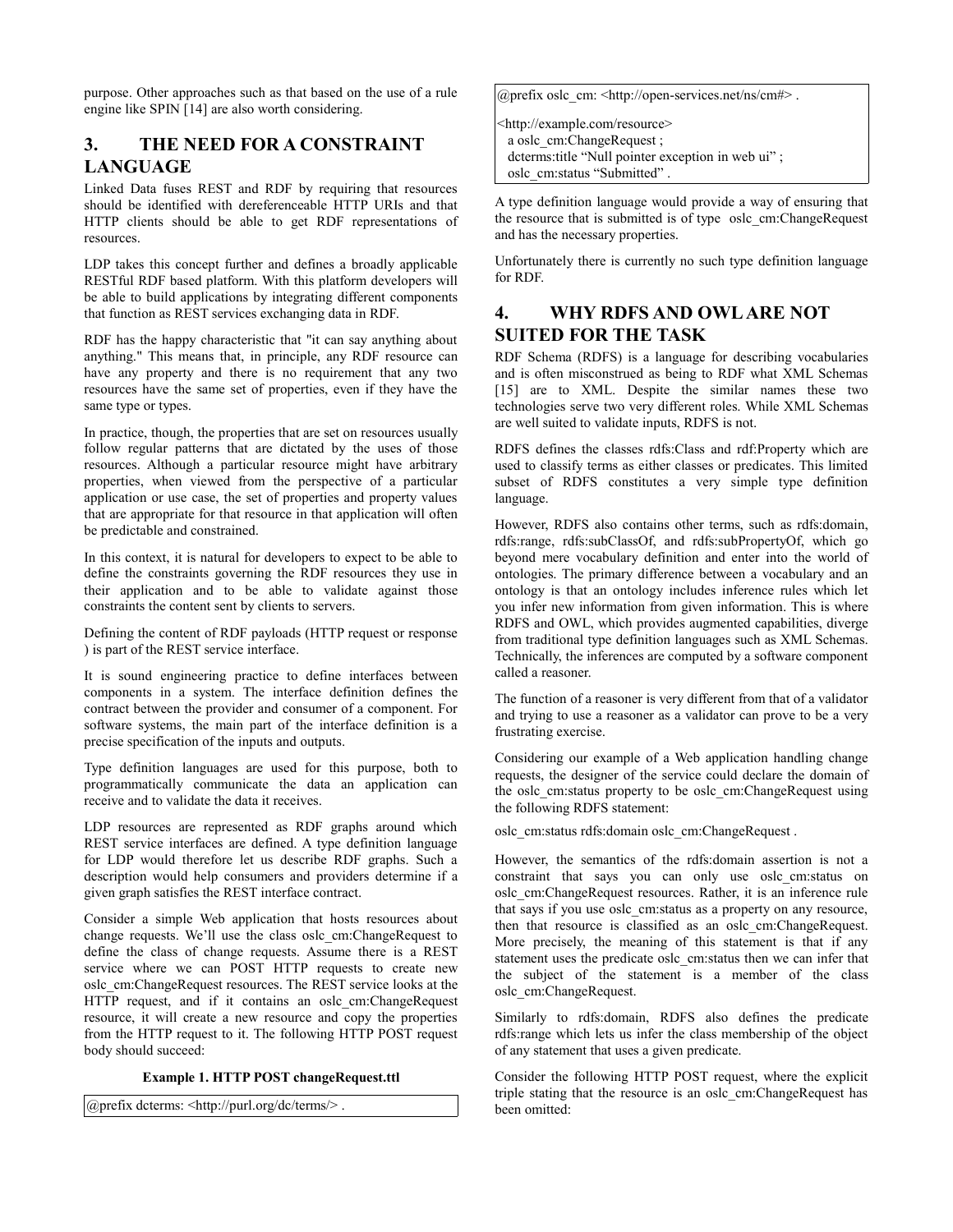purpose. Other approaches such as that based on the use of a rule engine like SPIN [14] are also worth considering.

## 3. THE NEED FOR A CONSTRAINT LANGUAGE

Linked Data fuses REST and RDF by requiring that resources should be identified with dereferenceable HTTP URIs and that HTTP clients should be able to get RDF representations of resources.

LDP takes this concept further and defines a broadly applicable RESTful RDF based platform. With this platform developers will be able to build applications by integrating different components that function as REST services exchanging data in RDF.

RDF has the happy characteristic that "it can say anything about anything." This means that, in principle, any RDF resource can have any property and there is no requirement that any two resources have the same set of properties, even if they have the same type or types.

In practice, though, the properties that are set on resources usually follow regular patterns that are dictated by the uses of those resources. Although a particular resource might have arbitrary properties, when viewed from the perspective of a particular application or use case, the set of properties and property values that are appropriate for that resource in that application will often be predictable and constrained.

In this context, it is natural for developers to expect to be able to define the constraints governing the RDF resources they use in their application and to be able to validate against those constraints the content sent by clients to servers.

Defining the content of RDF payloads (HTTP request or response ) is part of the REST service interface.

It is sound engineering practice to define interfaces between components in a system. The interface definition defines the contract between the provider and consumer of a component. For software systems, the main part of the interface definition is a precise specification of the inputs and outputs.

Type definition languages are used for this purpose, both to programmatically communicate the data an application can receive and to validate the data it receives.

LDP resources are represented as RDF graphs around which REST service interfaces are defined. A type definition language for LDP would therefore let us describe RDF graphs. Such a description would help consumers and providers determine if a given graph satisfies the REST interface contract.

Consider a simple Web application that hosts resources about change requests. We'll use the class oslc_cm:ChangeRequest to define the class of change requests. Assume there is a REST service where we can POST HTTP requests to create new oslc_cm:ChangeRequest resources. The REST service looks at the HTTP request, and if it contains an oslc_cm:ChangeRequest resource, it will create a new resource and copy the properties from the HTTP request to it. The following HTTP POST request body should succeed:

**Example 1. HTTP POST changeRequest.ttl**

```
@prefix dcterms: <http://purl.org/dc/terms/> .
@prefix oslc_cm: <http://open-services.net/ns/cm#> .

<http://example.com/resource>
  a oslc_cm:ChangeRequest ;
  dcterms:title "Null pointer exception in web ui" ;
  oslc_cm:status "Submitted" .
```

A type definition language would provide a way of ensuring that the resource that is submitted is of type oslc_cm:ChangeRequest and has the necessary properties.

Unfortunately there is currently no such type definition language for RDF.

## 4. WHY RDFS AND OWL ARE NOT SUITED FOR THE TASK

RDF Schema (RDFS) is a language for describing vocabularies and is often misconstrued as being to RDF what XML Schemas [15] are to XML. Despite the similar names these two technologies serve two very different roles. While XML Schemas are well suited to validate inputs, RDFS is not.

RDFS defines the classes rdfs:Class and rdf:Property which are used to classify terms as either classes or predicates. This limited subset of RDFS constitutes a very simple type definition language.

However, RDFS also contains other terms, such as rdfs:domain, rdfs:range, rdfs:subClassOf, and rdfs:subPropertyOf, which go beyond mere vocabulary definition and enter into the world of ontologies. The primary difference between a vocabulary and an ontology is that an ontology includes inference rules which let you infer new information from given information. This is where RDFS and OWL, which provides augmented capabilities, diverge from traditional type definition languages such as XML Schemas. Technically, the inferences are computed by a software component called a reasoner.

The function of a reasoner is very different from that of a validator and trying to use a reasoner as a validator can prove to be a very frustrating exercise.

Considering our example of a Web application handling change requests, the designer of the service could declare the domain of the oslc_cm:status property to be oslc_cm:ChangeRequest using the following RDFS statement:

oslc_cm:status rdfs:domain oslc_cm:ChangeRequest .

However, the semantics of the rdfs:domain assertion is not a constraint that says you can only use oslc_cm:status on oslc_cm:ChangeRequest resources. Rather, it is an inference rule that says if you use oslc_cm:status as a property on any resource, then that resource is classified as an oslc_cm:ChangeRequest. More precisely, the meaning of this statement is that if any statement uses the predicate oslc_cm:status then we can infer that the subject of the statement is a member of the class oslc_cm:ChangeRequest.

Similarly to rdfs:domain, RDFS also defines the predicate rdfs:range which lets us infer the class membership of the object of any statement that uses a given predicate.

Consider the following HTTP POST request, where the explicit triple stating that the resource is an oslc_cm:ChangeRequest has been omitted: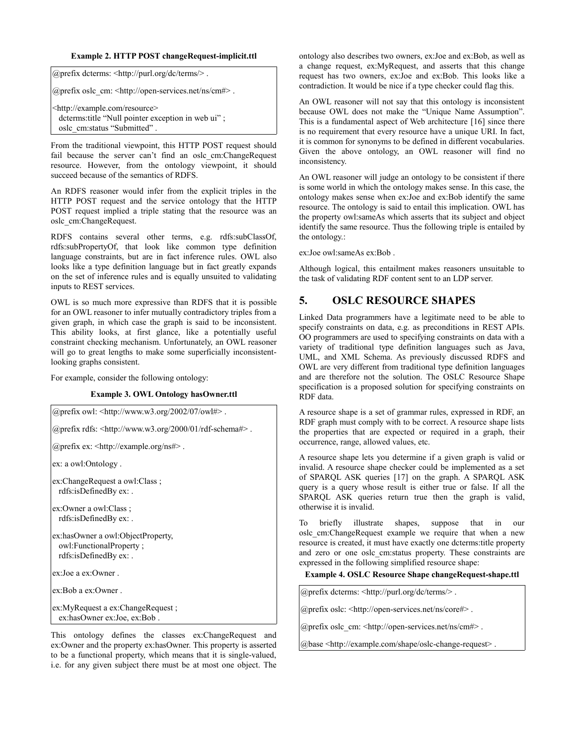**Example 2. HTTP POST changeRequest-implicit.ttl**

```
@prefix dcterms: <http://purl.org/dc/terms/> .

@prefix oslc_cm: <http://open-services.net/ns/cm#> .

<http://example.com/resource>
  dcterms:title "Null pointer exception in web ui" ;
  oslc_cm:status "Submitted" .
```

From the traditional viewpoint, this HTTP POST request should fail because the server can't find an oslc_cm:ChangeRequest resource. However, from the ontology viewpoint, it should succeed because of the semantics of RDFS.

An RDFS reasoner would infer from the explicit triples in the HTTP POST request and the service ontology that the HTTP POST request implied a triple stating that the resource was an oslc_cm:ChangeRequest.

RDFS contains several other terms, e.g. rdfs:subClassOf, rdfs:subPropertyOf, that look like common type definition language constraints, but are in fact inference rules. OWL also looks like a type definition language but in fact greatly expands on the set of inference rules and is equally unsuited to validating inputs to REST services.

OWL is so much more expressive than RDFS that it is possible for an OWL reasoner to infer mutually contradictory triples from a given graph, in which case the graph is said to be inconsistent. This ability looks, at first glance, like a potentially useful constraint checking mechanism. Unfortunately, an OWL reasoner will go to great lengths to make some superficially inconsistent-looking graphs consistent.

For example, consider the following ontology:

**Example 3. OWL Ontology hasOwner.ttl**

```
@prefix owl: <http://www.w3.org/2002/07/owl#> .

@prefix rdfs: <http://www.w3.org/2000/01/rdf-schema#> .

@prefix ex: <http://example.org/ns#> .

ex: a owl:Ontology .

ex:ChangeRequest a owl:Class ;
  rdfs:isDefinedBy ex: .

ex:Owner a owl:Class ;
  rdfs:isDefinedBy ex: .

ex:hasOwner a owl:ObjectProperty,
  owl:FunctionalProperty ;
  rdfs:isDefinedBy ex: .

ex:Joe a ex:Owner .

ex:Bob a ex:Owner .

ex:MyRequest a ex:ChangeRequest ;
  ex:hasOwner ex:Joe, ex:Bob .
```

This ontology defines the classes ex:ChangeRequest and ex:Owner and the property ex:hasOwner. This property is asserted to be a functional property, which means that it is single-valued, i.e. for any given subject there must be at most one object. The ontology also describes two owners, ex:Joe and ex:Bob, as well as a change request, ex:MyRequest, and asserts that this change request has two owners, ex:Joe and ex:Bob. This looks like a contradiction. It would be nice if a type checker could flag this.

An OWL reasoner will not say that this ontology is inconsistent because OWL does not make the "Unique Name Assumption". This is a fundamental aspect of Web architecture [16] since there is no requirement that every resource have a unique URI. In fact, it is common for synonyms to be defined in different vocabularies. Given the above ontology, an OWL reasoner will find no inconsistency.

An OWL reasoner will judge an ontology to be consistent if there is some world in which the ontology makes sense. In this case, the ontology makes sense when ex:Joe and ex:Bob identify the same resource. The ontology is said to entail this implication. OWL has the property owl:sameAs which asserts that its subject and object identify the same resource. Thus the following triple is entailed by the ontology.:

ex:Joe owl:sameAs ex:Bob .

Although logical, this entailment makes reasoners unsuitable to the task of validating RDF content sent to an LDP server.

## 5. OSLC RESOURCE SHAPES

Linked Data programmers have a legitimate need to be able to specify constraints on data, e.g. as preconditions in REST APIs. OO programmers are used to specifying constraints on data with a variety of traditional type definition languages such as Java, UML, and XML Schema. As previously discussed RDFS and OWL are very different from traditional type definition languages and are therefore not the solution. The OSLC Resource Shape specification is a proposed solution for specifying constraints on RDF data.

A resource shape is a set of grammar rules, expressed in RDF, an RDF graph must comply with to be correct. A resource shape lists the properties that are expected or required in a graph, their occurrence, range, allowed values, etc.

A resource shape lets you determine if a given graph is valid or invalid. A resource shape checker could be implemented as a set of SPARQL ASK queries [17] on the graph. A SPARQL ASK query is a query whose result is either true or false. If all the SPARQL ASK queries return true then the graph is valid, otherwise it is invalid.

To briefly illustrate shapes, suppose that in our oslc_cm:ChangeRequest example we require that when a new resource is created, it must have exactly one dcterms:title property and zero or one oslc_cm:status property. These constraints are expressed in the following simplified resource shape:

**Example 4. OSLC Resource Shape changeRequest-shape.ttl**

```
@prefix dcterms: <http://purl.org/dc/terms/> .

@prefix oslc: <http://open-services.net/ns/core#> .

@prefix oslc_cm: <http://open-services.net/ns/cm#> .

@base <http://example.com/shape/oslc-change-request> .
```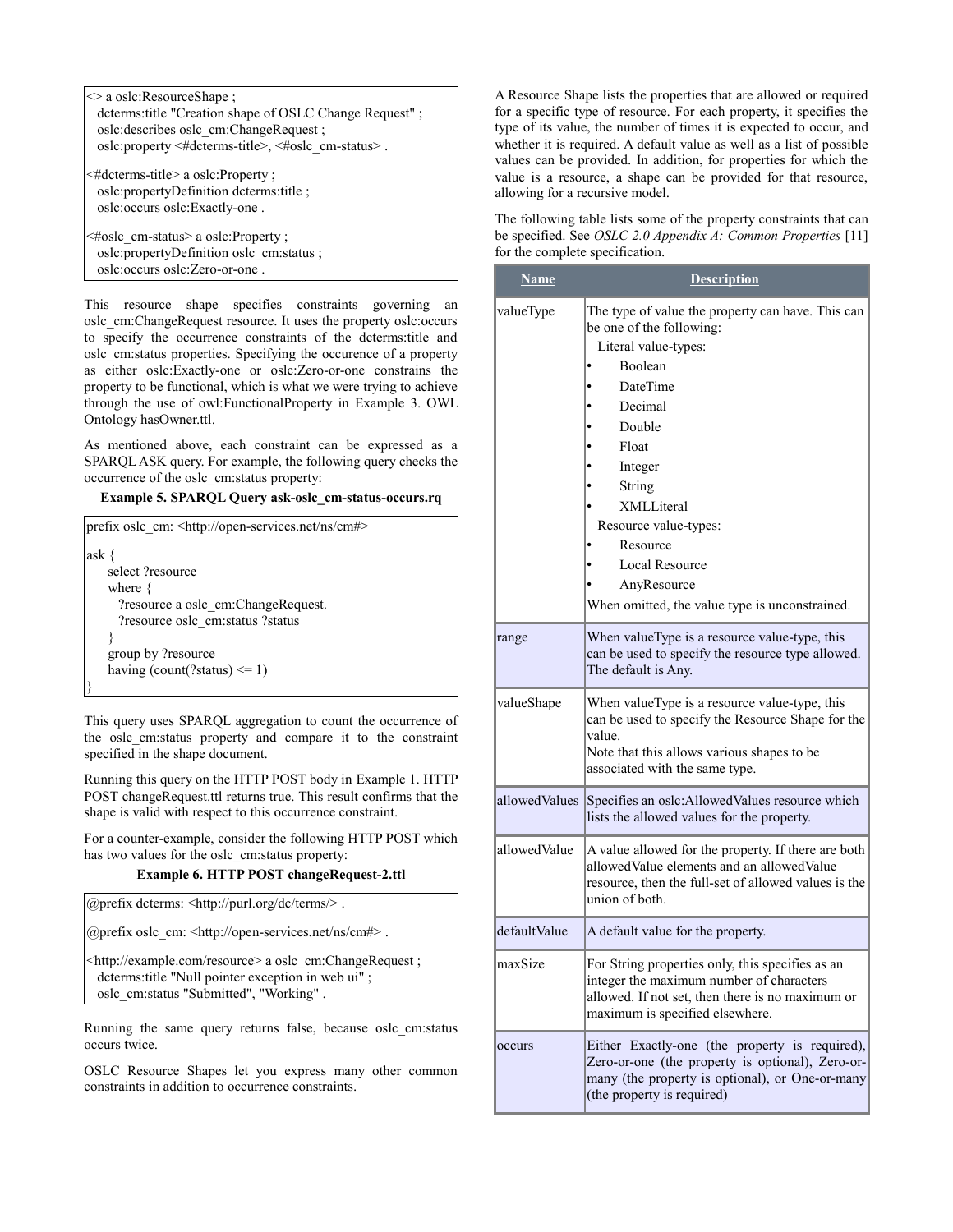```
<> a oslc:ResourceShape ;
  dcterms:title "Creation shape of OSLC Change Request" ;
  oslc:describes oslc_cm:ChangeRequest ;
  oslc:property <#dcterms-title>, <#oslc_cm-status> .

<#dcterms-title> a oslc:Property ;
  oslc:propertyDefinition dcterms:title ;
  oslc:occurs oslc:Exactly-one .

<#oslc_cm-status> a oslc:Property ;
  oslc:propertyDefinition oslc_cm:status ;
  oslc:occurs oslc:Zero-or-one .
```

This resource shape specifies constraints governing an oslc_cm:ChangeRequest resource. It uses the property oslc:occurs to specify the occurrence constraints of the dcterms:title and oslc_cm:status properties. Specifying the occurence of a property as either oslc:Exactly-one or oslc:Zero-or-one constrains the property to be functional, which is what we were trying to achieve through the use of owl:FunctionalProperty in Example 3. OWL Ontology hasOwner.ttl.

As mentioned above, each constraint can be expressed as a SPARQL ASK query. For example, the following query checks the occurrence of the oslc_cm:status property:

**Example 5. SPARQL Query ask-oslc_cm-status-occurs.rq**

```
prefix oslc_cm: <http://open-services.net/ns/cm#>

ask {
    select ?resource
    where {
      ?resource a oslc_cm:ChangeRequest.
      ?resource oslc_cm:status ?status
    }
    group by ?resource
    having (count(?status) <= 1)
}
```

This query uses SPARQL aggregation to count the occurrence of the oslc_cm:status property and compare it to the constraint specified in the shape document.

Running this query on the HTTP POST body in Example 1. HTTP POST changeRequest.ttl returns true. This result confirms that the shape is valid with respect to this occurrence constraint.

For a counter-example, consider the following HTTP POST which has two values for the oslc_cm:status property:

**Example 6. HTTP POST changeRequest-2.ttl**

```
@prefix dcterms: <http://purl.org/dc/terms/> .

@prefix oslc_cm: <http://open-services.net/ns/cm#> .

<http://example.com/resource> a oslc_cm:ChangeRequest ;
  dcterms:title "Null pointer exception in web ui" ;
  oslc_cm:status "Submitted", "Working" .
```

Running the same query returns false, because oslc_cm:status occurs twice.

OSLC Resource Shapes let you express many other common constraints in addition to occurrence constraints.

A Resource Shape lists the properties that are allowed or required for a specific type of resource. For each property, it specifies the type of its value, the number of times it is expected to occur, and whether it is required. A default value as well as a list of possible values can be provided. In addition, for properties for which the value is a resource, a shape can be provided for that resource, allowing for a recursive model.

The following table lists some of the property constraints that can be specified. See *OSLC 2.0 Appendix A: Common Properties* [11] for the complete specification.

| Name | Description |
| --- | --- |
| valueType | The type of value the property can have. This can be one of the following: Literal value-types: • Boolean • DateTime • Decimal • Double • Float • Integer • String • XMLLiteral Resource value-types: • Resource • Local Resource • AnyResource When omitted, the value type is unconstrained. |
| range | When valueType is a resource value-type, this can be used to specify the resource type allowed. The default is Any. |
| valueShape | When valueType is a resource value-type, this can be used to specify the Resource Shape for the value. Note that this allows various shapes to be associated with the same type. |
| allowedValues | Specifies an oslc:AllowedValues resource which lists the allowed values for the property. |
| allowedValue | A value allowed for the property. If there are both allowedValue elements and an allowedValue resource, then the full-set of allowed values is the union of both. |
| defaultValue | A default value for the property. |
| maxSize | For String properties only, this specifies as an integer the maximum number of characters allowed. If not set, then there is no maximum or maximum is specified elsewhere. |
| occurs | Either Exactly-one (the property is required), Zero-or-one (the property is optional), Zero-or-many (the property is optional), or One-or-many (the property is required) |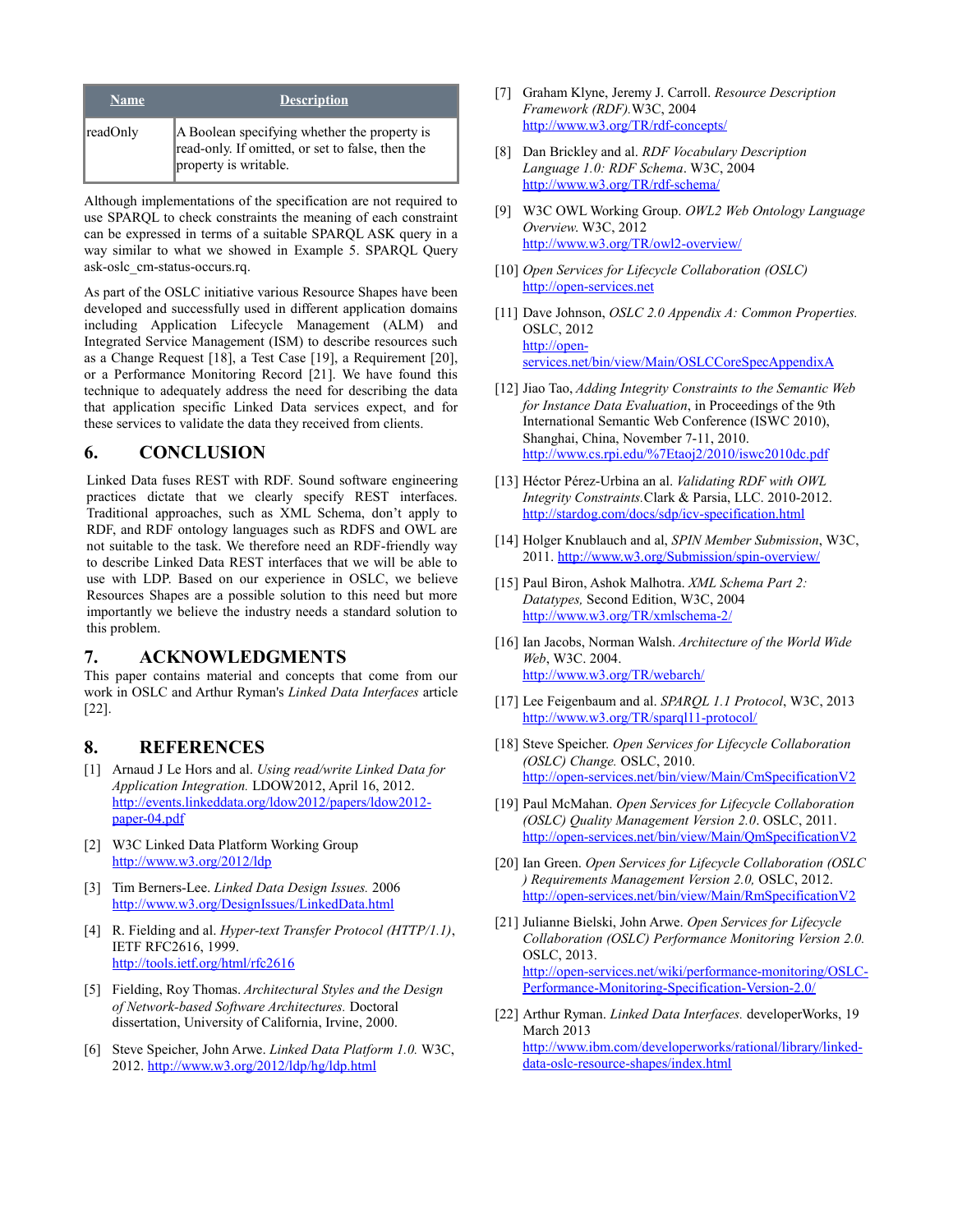| Name | Description |
| --- | --- |
| readOnly | A Boolean specifying whether the property is read-only. If omitted, or set to false, then the property is writable. |

Although implementations of the specification are not required to use SPARQL to check constraints the meaning of each constraint can be expressed in terms of a suitable SPARQL ASK query in a way similar to what we showed in Example 5. SPARQL Query ask-oslc_cm-status-occurs.rq.

As part of the OSLC initiative various Resource Shapes have been developed and successfully used in different application domains including Application Lifecycle Management (ALM) and Integrated Service Management (ISM) to describe resources such as a Change Request [18], a Test Case [19], a Requirement [20], or a Performance Monitoring Record [21]. We have found this technique to adequately address the need for describing the data that application specific Linked Data services expect, and for these services to validate the data they received from clients.

## 6. CONCLUSION

Linked Data fuses REST with RDF. Sound software engineering practices dictate that we clearly specify REST interfaces. Traditional approaches, such as XML Schema, don't apply to RDF, and RDF ontology languages such as RDFS and OWL are not suitable to the task. We therefore need an RDF-friendly way to describe Linked Data REST interfaces that we will be able to use with LDP. Based on our experience in OSLC, we believe Resources Shapes are a possible solution to this need but more importantly we believe the industry needs a standard solution to this problem.

## 7. ACKNOWLEDGMENTS

This paper contains material and concepts that come from our work in OSLC and Arthur Ryman's *Linked Data Interfaces* article [22].

## 8. REFERENCES

[1] Arnaud J Le Hors and al. *Using read/write Linked Data for Application Integration.* LDOW2012, April 16, 2012. http://events.linkeddata.org/ldow2012/papers/ldow2012-paper-04.pdf

[2] W3C Linked Data Platform Working Group http://www.w3.org/2012/ldp

[3] Tim Berners-Lee. *Linked Data Design Issues.* 2006 http://www.w3.org/DesignIssues/LinkedData.html

[4] R. Fielding and al. *Hyper-text Transfer Protocol (HTTP/1.1)*, IETF RFC2616, 1999. http://tools.ietf.org/html/rfc2616

[5] Fielding, Roy Thomas. *Architectural Styles and the Design of Network-based Software Architectures.* Doctoral dissertation, University of California, Irvine, 2000.

[6] Steve Speicher, John Arwe. *Linked Data Platform 1.0.* W3C, 2012. http://www.w3.org/2012/ldp/hg/ldp.html

[7] Graham Klyne, Jeremy J. Carroll. *Resource Description Framework (RDF).* W3C, 2004 http://www.w3.org/TR/rdf-concepts/

[8] Dan Brickley and al. *RDF Vocabulary Description Language 1.0: RDF Schema*. W3C, 2004 http://www.w3.org/TR/rdf-schema/

[9] W3C OWL Working Group. *OWL2 Web Ontology Language Overview.* W3C, 2012 http://www.w3.org/TR/owl2-overview/

[10] *Open Services for Lifecycle Collaboration (OSLC)* http://open-services.net

[11] Dave Johnson, *OSLC 2.0 Appendix A: Common Properties.* OSLC, 2012 http://open-services.net/bin/view/Main/OSLCCoreSpecAppendixA

[12] Jiao Tao, *Adding Integrity Constraints to the Semantic Web for Instance Data Evaluation*, in Proceedings of the 9th International Semantic Web Conference (ISWC 2010), Shanghai, China, November 7-11, 2010. http://www.cs.rpi.edu/%7Etaoj2/2010/iswc2010dc.pdf

[13] Héctor Pérez-Urbina an al. *Validating RDF with OWL Integrity Constraints.* Clark & Parsia, LLC. 2010-2012. http://stardog.com/docs/sdp/icv-specification.html

[14] Holger Knublauch and al, *SPIN Member Submission*, W3C, 2011. http://www.w3.org/Submission/spin-overview/

[15] Paul Biron, Ashok Malhotra. *XML Schema Part 2: Datatypes,* Second Edition, W3C, 2004 http://www.w3.org/TR/xmlschema-2/

[16] Ian Jacobs, Norman Walsh. *Architecture of the World Wide Web*, W3C. 2004. http://www.w3.org/TR/webarch/

[17] Lee Feigenbaum and al. *SPARQL 1.1 Protocol*, W3C, 2013 http://www.w3.org/TR/sparql11-protocol/

[18] Steve Speicher. *Open Services for Lifecycle Collaboration (OSLC) Change.* OSLC, 2010. http://open-services.net/bin/view/Main/CmSpecificationV2

[19] Paul McMahan. *Open Services for Lifecycle Collaboration (OSLC) Quality Management Version 2.0*. OSLC, 2011. http://open-services.net/bin/view/Main/QmSpecificationV2

[20] Ian Green. *Open Services for Lifecycle Collaboration (OSLC ) Requirements Management Version 2.0,* OSLC, 2012. http://open-services.net/bin/view/Main/RmSpecificationV2

[21] Julianne Bielski, John Arwe. *Open Services for Lifecycle Collaboration (OSLC) Performance Monitoring Version 2.0.* OSLC, 2013. http://open-services.net/wiki/performance-monitoring/OSLC-Performance-Monitoring-Specification-Version-2.0/

[22] Arthur Ryman. *Linked Data Interfaces.* developerWorks, 19 March 2013 http://www.ibm.com/developerworks/rational/library/linked-data-oslc-resource-shapes/index.html